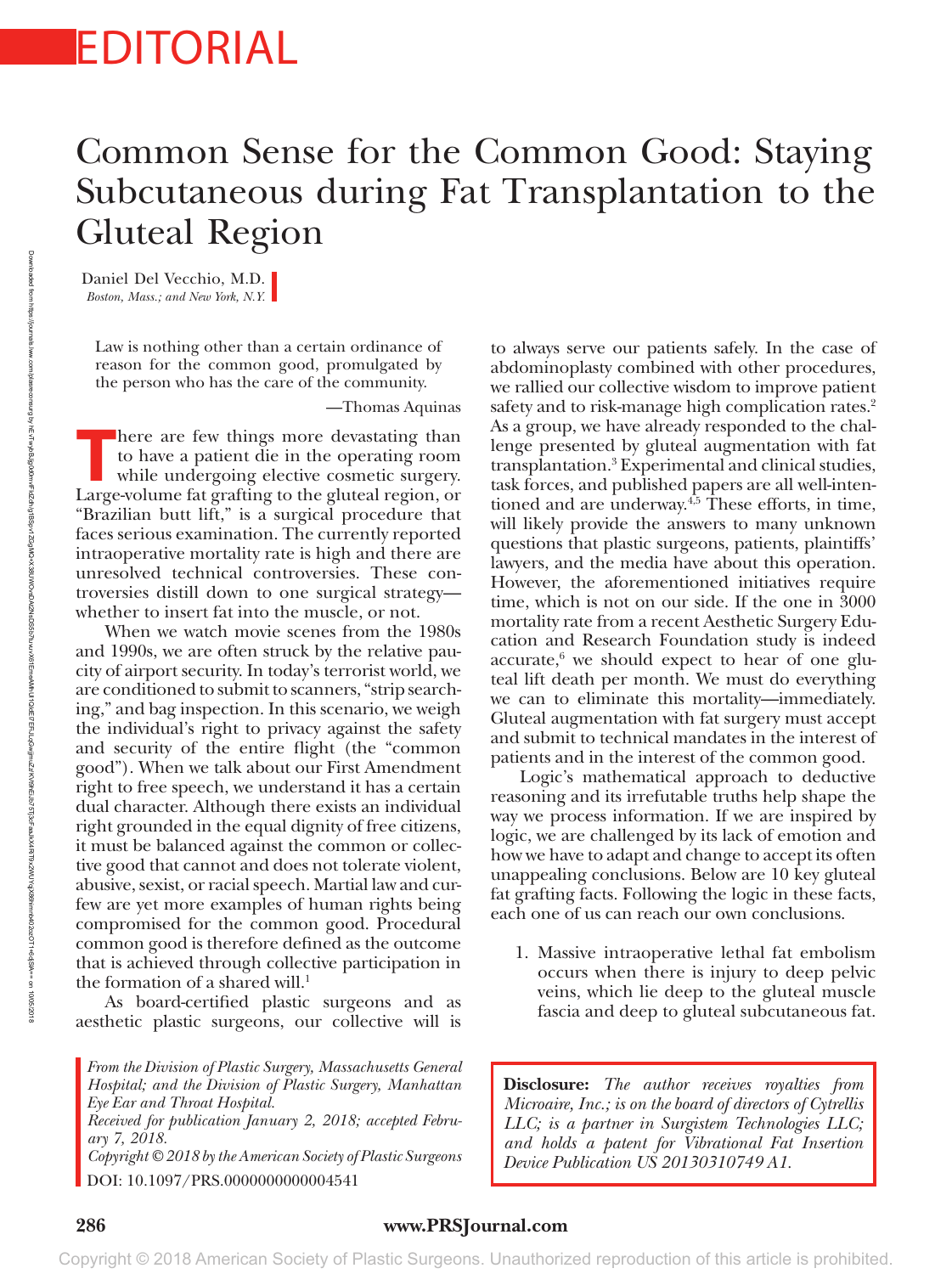EDITORIAL

# Common Sense for the Common Good: Staying Subcutaneous during Fat Transplantation to the Gluteal Region

Daniel Del Vecchio, M.D.
*Boston, Mass.; and New York, N.Y.*

> Law is nothing other than a certain ordinance of reason for the common good, promulgated by the person who has the care of the community.
>
> —Thomas Aquinas

There are few things more devastating than to have a patient die in the operating room while undergoing elective cosmetic surgery. Large-volume fat grafting to the gluteal region, or "Brazilian butt lift," is a surgical procedure that faces serious examination. The currently reported intraoperative mortality rate is high and there are unresolved technical controversies. These controversies distill down to one surgical strategy—whether to insert fat into the muscle, or not.

When we watch movie scenes from the 1980s and 1990s, we are often struck by the relative paucity of airport security. In today's terrorist world, we are conditioned to submit to scanners, "strip searching," and bag inspection. In this scenario, we weigh the individual's right to privacy against the safety and security of the entire flight (the "common good"). When we talk about our First Amendment right to free speech, we understand it has a certain dual character. Although there exists an individual right grounded in the equal dignity of free citizens, it must be balanced against the common or collective good that cannot and does not tolerate violent, abusive, sexist, or racial speech. Martial law and curfew are yet more examples of human rights being compromised for the common good. Procedural common good is therefore defined as the outcome that is achieved through collective participation in the formation of a shared will.[1]

As board-certified plastic surgeons and as aesthetic plastic surgeons, our collective will is to always serve our patients safely. In the case of abdominoplasty combined with other procedures, we rallied our collective wisdom to improve patient safety and to risk-manage high complication rates.[2] As a group, we have already responded to the challenge presented by gluteal augmentation with fat transplantation.[3] Experimental and clinical studies, task forces, and published papers are all well-intentioned and are underway.[4,5] These efforts, in time, will likely provide the answers to many unknown questions that plastic surgeons, patients, plaintiffs' lawyers, and the media have about this operation. However, the aforementioned initiatives require time, which is not on our side. If the one in 3000 mortality rate from a recent Aesthetic Surgery Education and Research Foundation study is indeed accurate,[6] we should expect to hear of one gluteal lift death per month. We must do everything we can to eliminate this mortality—immediately. Gluteal augmentation with fat surgery must accept and submit to technical mandates in the interest of patients and in the interest of the common good.

Logic's mathematical approach to deductive reasoning and its irrefutable truths help shape the way we process information. If we are inspired by logic, we are challenged by its lack of emotion and how we have to adapt and change to accept its often unappealing conclusions. Below are 10 key gluteal fat grafting facts. Following the logic in these facts, each one of us can reach our own conclusions.

1. Massive intraoperative lethal fat embolism occurs when there is injury to deep pelvic veins, which lie deep to the gluteal muscle fascia and deep to gluteal subcutaneous fat.

*From the Division of Plastic Surgery, Massachusetts General Hospital; and the Division of Plastic Surgery, Manhattan Eye Ear and Throat Hospital.*
*Received for publication January 2, 2018; accepted February 7, 2018.*
*Copyright © 2018 by the American Society of Plastic Surgeons*
DOI: 10.1097/PRS.0000000000004541

**Disclosure:** *The author receives royalties from Microaire, Inc.; is on the board of directors of Cytrellis LLC; is a partner in Surgistem Technologies LLC; and holds a patent for Vibrational Fat Insertion Device Publication US 20130310749 A1.*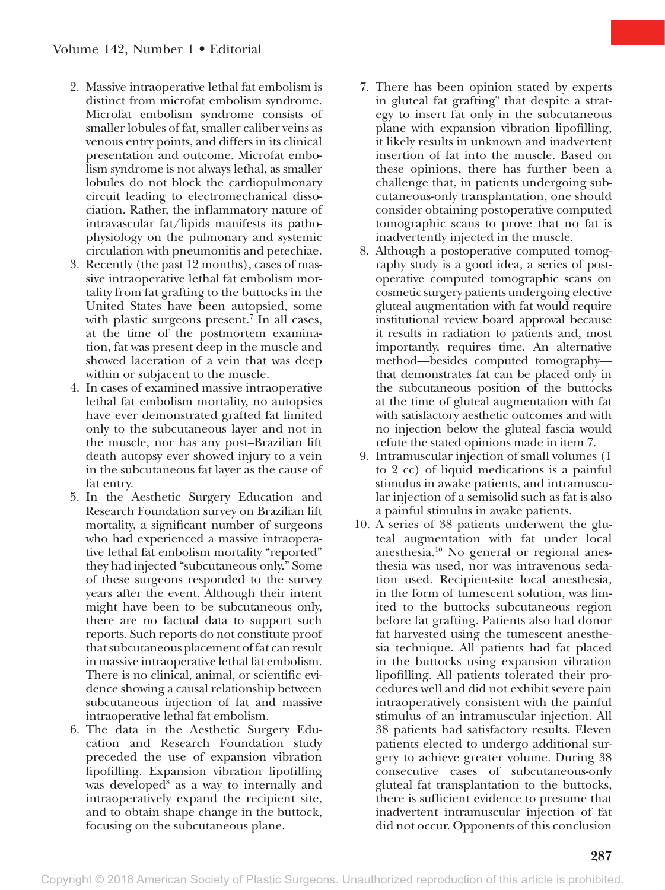2. Massive intraoperative lethal fat embolism is distinct from microfat embolism syndrome. Microfat embolism syndrome consists of smaller lobules of fat, smaller caliber veins as venous entry points, and differs in its clinical presentation and outcome. Microfat embolism syndrome is not always lethal, as smaller lobules do not block the cardiopulmonary circuit leading to electromechanical dissociation. Rather, the inflammatory nature of intravascular fat/lipids manifests its pathophysiology on the pulmonary and systemic circulation with pneumonitis and petechiae.
3. Recently (the past 12 months), cases of massive intraoperative lethal fat embolism mortality from fat grafting to the buttocks in the United States have been autopsied, some with plastic surgeons present.[7] In all cases, at the time of the postmortem examination, fat was present deep in the muscle and showed laceration of a vein that was deep within or subjacent to the muscle.
4. In cases of examined massive intraoperative lethal fat embolism mortality, no autopsies have ever demonstrated grafted fat limited only to the subcutaneous layer and not in the muscle, nor has any post–Brazilian lift death autopsy ever showed injury to a vein in the subcutaneous fat layer as the cause of fat entry.
5. In the Aesthetic Surgery Education and Research Foundation survey on Brazilian lift mortality, a significant number of surgeons who had experienced a massive intraoperative lethal fat embolism mortality "reported" they had injected "subcutaneous only." Some of these surgeons responded to the survey years after the event. Although their intent might have been to be subcutaneous only, there are no factual data to support such reports. Such reports do not constitute proof that subcutaneous placement of fat can result in massive intraoperative lethal fat embolism. There is no clinical, animal, or scientific evidence showing a causal relationship between subcutaneous injection of fat and massive intraoperative lethal fat embolism.
6. The data in the Aesthetic Surgery Education and Research Foundation study preceded the use of expansion vibration lipofilling. Expansion vibration lipofilling was developed[8] as a way to internally and intraoperatively expand the recipient site, and to obtain shape change in the buttock, focusing on the subcutaneous plane.
7. There has been opinion stated by experts in gluteal fat grafting[9] that despite a strategy to insert fat only in the subcutaneous plane with expansion vibration lipofilling, it likely results in unknown and inadvertent insertion of fat into the muscle. Based on these opinions, there has further been a challenge that, in patients undergoing subcutaneous-only transplantation, one should consider obtaining postoperative computed tomographic scans to prove that no fat is inadvertently injected in the muscle.
8. Although a postoperative computed tomography study is a good idea, a series of postoperative computed tomographic scans on cosmetic surgery patients undergoing elective gluteal augmentation with fat would require institutional review board approval because it results in radiation to patients and, most importantly, requires time. An alternative method—besides computed tomography—that demonstrates fat can be placed only in the subcutaneous position of the buttocks at the time of gluteal augmentation with fat with satisfactory aesthetic outcomes and with no injection below the gluteal fascia would refute the stated opinions made in item 7.
9. Intramuscular injection of small volumes (1 to 2 cc) of liquid medications is a painful stimulus in awake patients, and intramuscular injection of a semisolid such as fat is also a painful stimulus in awake patients.
10. A series of 38 patients underwent the gluteal augmentation with fat under local anesthesia.[10] No general or regional anesthesia was used, nor was intravenous sedation used. Recipient-site local anesthesia, in the form of tumescent solution, was limited to the buttocks subcutaneous region before fat grafting. Patients also had donor fat harvested using the tumescent anesthesia technique. All patients had fat placed in the buttocks using expansion vibration lipofilling. All patients tolerated their procedures well and did not exhibit severe pain intraoperatively consistent with the painful stimulus of an intramuscular injection. All 38 patients had satisfactory results. Eleven patients elected to undergo additional surgery to achieve greater volume. During 38 consecutive cases of subcutaneous-only gluteal fat transplantation to the buttocks, there is sufficient evidence to presume that inadvertent intramuscular injection of fat did not occur. Opponents of this conclusion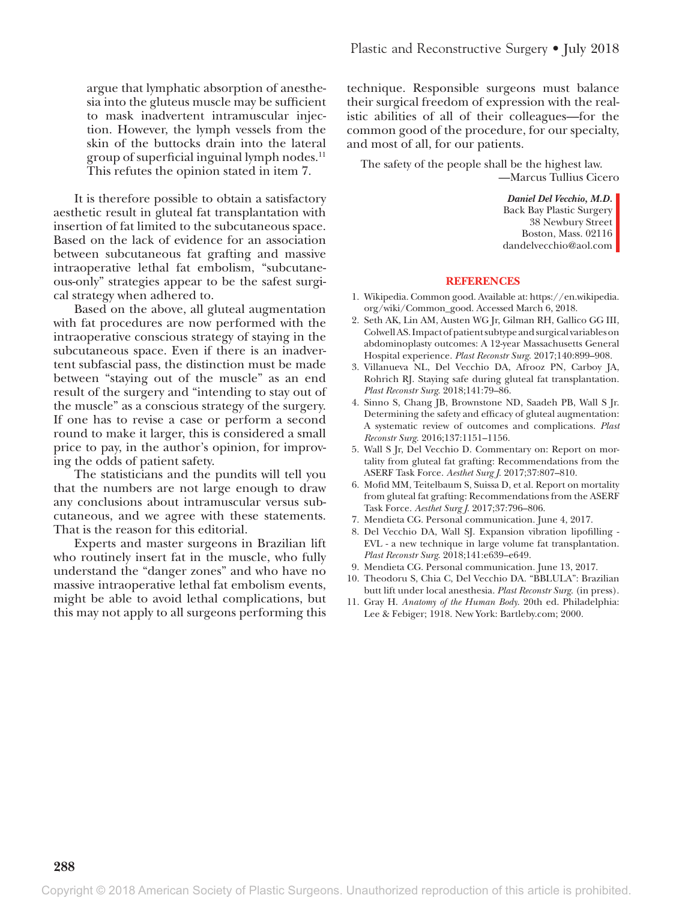argue that lymphatic absorption of anesthesia into the gluteus muscle may be sufficient to mask inadvertent intramuscular injection. However, the lymph vessels from the skin of the buttocks drain into the lateral group of superficial inguinal lymph nodes.[11] This refutes the opinion stated in item 7.

It is therefore possible to obtain a satisfactory aesthetic result in gluteal fat transplantation with insertion of fat limited to the subcutaneous space. Based on the lack of evidence for an association between subcutaneous fat grafting and massive intraoperative lethal fat embolism, "subcutaneous-only" strategies appear to be the safest surgical strategy when adhered to.

Based on the above, all gluteal augmentation with fat procedures are now performed with the intraoperative conscious strategy of staying in the subcutaneous space. Even if there is an inadvertent subfascial pass, the distinction must be made between "staying out of the muscle" as an end result of the surgery and "intending to stay out of the muscle" as a conscious strategy of the surgery. If one has to revise a case or perform a second round to make it larger, this is considered a small price to pay, in the author's opinion, for improving the odds of patient safety.

The statisticians and the pundits will tell you that the numbers are not large enough to draw any conclusions about intramuscular versus subcutaneous, and we agree with these statements. That is the reason for this editorial.

Experts and master surgeons in Brazilian lift who routinely insert fat in the muscle, who fully understand the "danger zones" and who have no massive intraoperative lethal fat embolism events, might be able to avoid lethal complications, but this may not apply to all surgeons performing this technique. Responsible surgeons must balance their surgical freedom of expression with the realistic abilities of all of their colleagues—for the common good of the procedure, for our specialty, and most of all, for our patients.

The safety of the people shall be the highest law.
—Marcus Tullius Cicero

***Daniel Del Vecchio, M.D.***
Back Bay Plastic Surgery
38 Newbury Street
Boston, Mass. 02116
dandelvecchio@aol.com

## REFERENCES

1. Wikipedia. Common good. Available at: https://en.wikipedia.org/wiki/Common_good. Accessed March 6, 2018.
2. Seth AK, Lin AM, Austen WG Jr, Gilman RH, Gallico GG III, Colwell AS. Impact of patient subtype and surgical variables on abdominoplasty outcomes: A 12-year Massachusetts General Hospital experience. *Plast Reconstr Surg.* 2017;140:899–908.
3. Villanueva NL, Del Vecchio DA, Afrooz PN, Carboy JA, Rohrich RJ. Staying safe during gluteal fat transplantation. *Plast Reconstr Surg.* 2018;141:79–86.
4. Sinno S, Chang JB, Brownstone ND, Saadeh PB, Wall S Jr. Determining the safety and efficacy of gluteal augmentation: A systematic review of outcomes and complications. *Plast Reconstr Surg.* 2016;137:1151–1156.
5. Wall S Jr, Del Vecchio D. Commentary on: Report on mortality from gluteal fat grafting: Recommendations from the ASERF Task Force. *Aesthet Surg J.* 2017;37:807–810.
6. Mofid MM, Teitelbaum S, Suissa D, et al. Report on mortality from gluteal fat grafting: Recommendations from the ASERF Task Force. *Aesthet Surg J.* 2017;37:796–806.
7. Mendieta CG. Personal communication. June 4, 2017.
8. Del Vecchio DA, Wall SJ. Expansion vibration lipofilling - EVL - a new technique in large volume fat transplantation. *Plast Reconstr Surg.* 2018;141:e639–e649.
9. Mendieta CG. Personal communication. June 13, 2017.
10. Theodoru S, Chia C, Del Vecchio DA. "BBLULA": Brazilian butt lift under local anesthesia. *Plast Reconstr Surg.* (in press).
11. Gray H. *Anatomy of the Human Body.* 20th ed. Philadelphia: Lee & Febiger; 1918. New York: Bartleby.com; 2000.